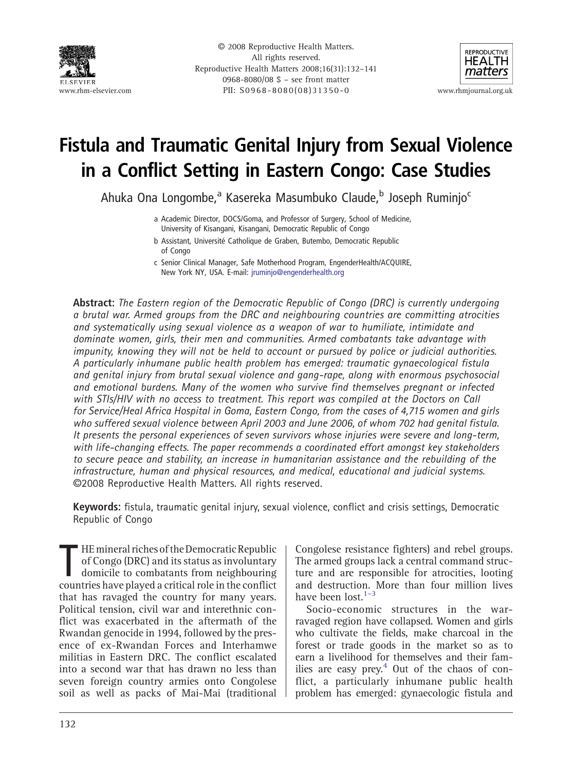# Fistula and Traumatic Genital Injury from Sexual Violence in a Conflict Setting in Eastern Congo: Case Studies

Ahuka Ona Longombe,[a] Kasereka Masumbuko Claude,[b] Joseph Ruminjo[c]

a Academic Director, DOCS/Goma, and Professor of Surgery, School of Medicine, University of Kisangani, Kisangani, Democratic Republic of Congo

b Assistant, Université Catholique de Graben, Butembo, Democratic Republic of Congo

c Senior Clinical Manager, Safe Motherhood Program, EngenderHealth/ACQUIRE, New York NY, USA. E-mail: jruminjo@engenderhealth.org

**Abstract:** *The Eastern region of the Democratic Republic of Congo (DRC) is currently undergoing a brutal war. Armed groups from the DRC and neighbouring countries are committing atrocities and systematically using sexual violence as a weapon of war to humiliate, intimidate and dominate women, girls, their men and communities. Armed combatants take advantage with impunity, knowing they will not be held to account or pursued by police or judicial authorities. A particularly inhumane public health problem has emerged: traumatic gynaecological fistula and genital injury from brutal sexual violence and gang-rape, along with enormous psychosocial and emotional burdens. Many of the women who survive find themselves pregnant or infected with STIs/HIV with no access to treatment. This report was compiled at the Doctors on Call for Service/Heal Africa Hospital in Goma, Eastern Congo, from the cases of 4,715 women and girls who suffered sexual violence between April 2003 and June 2006, of whom 702 had genital fistula. It presents the personal experiences of seven survivors whose injuries were severe and long-term, with life-changing effects. The paper recommends a coordinated effort amongst key stakeholders to secure peace and stability, an increase in humanitarian assistance and the rebuilding of the infrastructure, human and physical resources, and medical, educational and judicial systems.* ©2008 Reproductive Health Matters. All rights reserved.

**Keywords:** fistula, traumatic genital injury, sexual violence, conflict and crisis settings, Democratic Republic of Congo

THE mineral riches of the Democratic Republic of Congo (DRC) and its status as involuntary domicile to combatants from neighbouring countries have played a critical role in the conflict that has ravaged the country for many years. Political tension, civil war and interethnic conflict was exacerbated in the aftermath of the Rwandan genocide in 1994, followed by the presence of ex-Rwandan Forces and Interhamwe militias in Eastern DRC. The conflict escalated into a second war that has drawn no less than seven foreign country armies onto Congolese soil as well as packs of Mai-Mai (traditional Congolese resistance fighters) and rebel groups. The armed groups lack a central command structure and are responsible for atrocities, looting and destruction. More than four million lives have been lost.[1–3]

Socio-economic structures in the war-ravaged region have collapsed. Women and girls who cultivate the fields, make charcoal in the forest or trade goods in the market so as to earn a livelihood for themselves and their families are easy prey.[4] Out of the chaos of conflict, a particularly inhumane public health problem has emerged: gynaecologic fistula and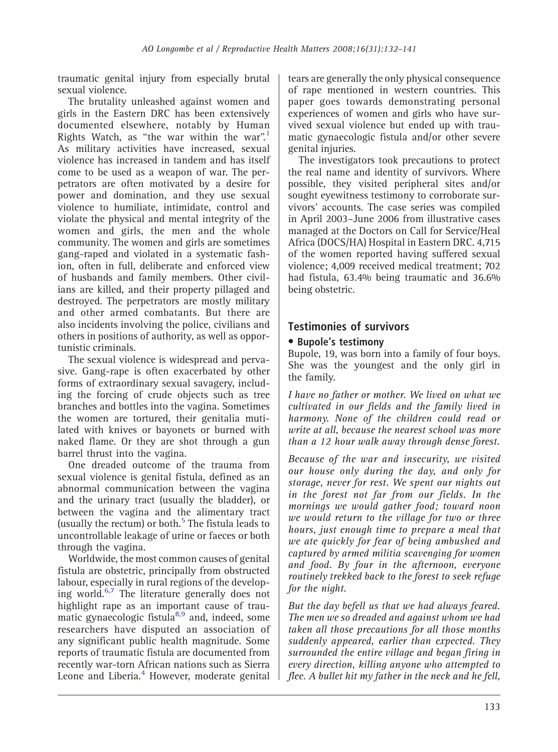traumatic genital injury from especially brutal sexual violence.

The brutality unleashed against women and girls in the Eastern DRC has been extensively documented elsewhere, notably by Human Rights Watch, as "the war within the war".[1] As military activities have increased, sexual violence has increased in tandem and has itself come to be used as a weapon of war. The perpetrators are often motivated by a desire for power and domination, and they use sexual violence to humiliate, intimidate, control and violate the physical and mental integrity of the women and girls, the men and the whole community. The women and girls are sometimes gang-raped and violated in a systematic fashion, often in full, deliberate and enforced view of husbands and family members. Other civilians are killed, and their property pillaged and destroyed. The perpetrators are mostly military and other armed combatants. But there are also incidents involving the police, civilians and others in positions of authority, as well as opportunistic criminals.

The sexual violence is widespread and pervasive. Gang-rape is often exacerbated by other forms of extraordinary sexual savagery, including the forcing of crude objects such as tree branches and bottles into the vagina. Sometimes the women are tortured, their genitalia mutilated with knives or bayonets or burned with naked flame. Or they are shot through a gun barrel thrust into the vagina.

One dreaded outcome of the trauma from sexual violence is genital fistula, defined as an abnormal communication between the vagina and the urinary tract (usually the bladder), or between the vagina and the alimentary tract (usually the rectum) or both.[5] The fistula leads to uncontrollable leakage of urine or faeces or both through the vagina.

Worldwide, the most common causes of genital fistula are obstetric, principally from obstructed labour, especially in rural regions of the developing world.[6,7] The literature generally does not highlight rape as an important cause of traumatic gynaecologic fistula[8,9] and, indeed, some researchers have disputed an association of any significant public health magnitude. Some reports of traumatic fistula are documented from recently war-torn African nations such as Sierra Leone and Liberia.[4] However, moderate genital tears are generally the only physical consequence of rape mentioned in western countries. This paper goes towards demonstrating personal experiences of women and girls who have survived sexual violence but ended up with traumatic gynaecologic fistula and/or other severe genital injuries.

The investigators took precautions to protect the real name and identity of survivors. Where possible, they visited peripheral sites and/or sought eyewitness testimony to corroborate survivors' accounts. The case series was compiled in April 2003–June 2006 from illustrative cases managed at the Doctors on Call for Service/Heal Africa (DOCS/HA) Hospital in Eastern DRC. 4,715 of the women reported having suffered sexual violence; 4,009 received medical treatment; 702 had fistula, 63.4% being traumatic and 36.6% being obstetric.

## Testimonies of survivors

### • Bupole's testimony

Bupole, 19, was born into a family of four boys. She was the youngest and the only girl in the family.

*I have no father or mother. We lived on what we cultivated in our fields and the family lived in harmony. None of the children could read or write at all, because the nearest school was more than a 12 hour walk away through dense forest.*

*Because of the war and insecurity, we visited our house only during the day, and only for storage, never for rest. We spent our nights out in the forest not far from our fields. In the mornings we would gather food; toward noon we would return to the village for two or three hours, just enough time to prepare a meal that we ate quickly for fear of being ambushed and captured by armed militia scavenging for women and food. By four in the afternoon, everyone routinely trekked back to the forest to seek refuge for the night.*

*But the day befell us that we had always feared. The men we so dreaded and against whom we had taken all those precautions for all those months suddenly appeared, earlier than expected. They surrounded the entire village and began firing in every direction, killing anyone who attempted to flee. A bullet hit my father in the neck and he fell,*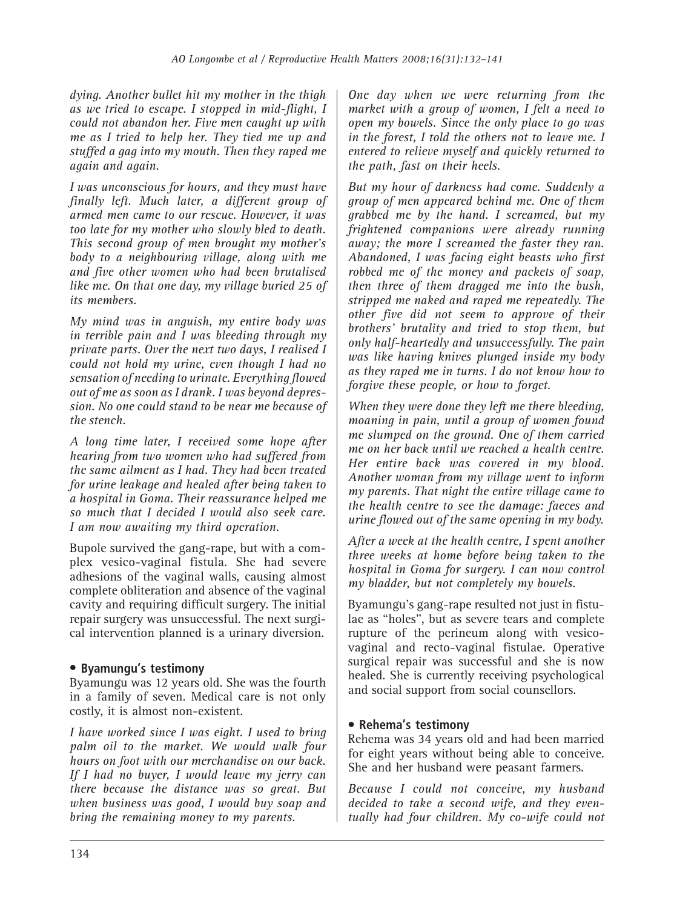*dying. Another bullet hit my mother in the thigh as we tried to escape. I stopped in mid-flight, I could not abandon her. Five men caught up with me as I tried to help her. They tied me up and stuffed a gag into my mouth. Then they raped me again and again.*

*I was unconscious for hours, and they must have finally left. Much later, a different group of armed men came to our rescue. However, it was too late for my mother who slowly bled to death. This second group of men brought my mother's body to a neighbouring village, along with me and five other women who had been brutalised like me. On that one day, my village buried 25 of its members.*

*My mind was in anguish, my entire body was in terrible pain and I was bleeding through my private parts. Over the next two days, I realised I could not hold my urine, even though I had no sensation of needing to urinate. Everything flowed out of me as soon as I drank. I was beyond depression. No one could stand to be near me because of the stench.*

*A long time later, I received some hope after hearing from two women who had suffered from the same ailment as I had. They had been treated for urine leakage and healed after being taken to a hospital in Goma. Their reassurance helped me so much that I decided I would also seek care. I am now awaiting my third operation.*

Bupole survived the gang-rape, but with a complex vesico-vaginal fistula. She had severe adhesions of the vaginal walls, causing almost complete obliteration and absence of the vaginal cavity and requiring difficult surgery. The initial repair surgery was unsuccessful. The next surgical intervention planned is a urinary diversion.

### • Byamungu's testimony

Byamungu was 12 years old. She was the fourth in a family of seven. Medical care is not only costly, it is almost non-existent.

*I have worked since I was eight. I used to bring palm oil to the market. We would walk four hours on foot with our merchandise on our back. If I had no buyer, I would leave my jerry can there because the distance was so great. But when business was good, I would buy soap and bring the remaining money to my parents.*

*One day when we were returning from the market with a group of women, I felt a need to open my bowels. Since the only place to go was in the forest, I told the others not to leave me. I entered to relieve myself and quickly returned to the path, fast on their heels.*

*But my hour of darkness had come. Suddenly a group of men appeared behind me. One of them grabbed me by the hand. I screamed, but my frightened companions were already running away; the more I screamed the faster they ran. Abandoned, I was facing eight beasts who first robbed me of the money and packets of soap, then three of them dragged me into the bush, stripped me naked and raped me repeatedly. The other five did not seem to approve of their brothers' brutality and tried to stop them, but only half-heartedly and unsuccessfully. The pain was like having knives plunged inside my body as they raped me in turns. I do not know how to forgive these people, or how to forget.*

*When they were done they left me there bleeding, moaning in pain, until a group of women found me slumped on the ground. One of them carried me on her back until we reached a health centre. Her entire back was covered in my blood. Another woman from my village went to inform my parents. That night the entire village came to the health centre to see the damage: faeces and urine flowed out of the same opening in my body.*

*After a week at the health centre, I spent another three weeks at home before being taken to the hospital in Goma for surgery. I can now control my bladder, but not completely my bowels.*

Byamungu's gang-rape resulted not just in fistulae as "holes", but as severe tears and complete rupture of the perineum along with vesico-vaginal and recto-vaginal fistulae. Operative surgical repair was successful and she is now healed. She is currently receiving psychological and social support from social counsellors.

### • Rehema's testimony

Rehema was 34 years old and had been married for eight years without being able to conceive. She and her husband were peasant farmers.

*Because I could not conceive, my husband decided to take a second wife, and they eventually had four children. My co-wife could not*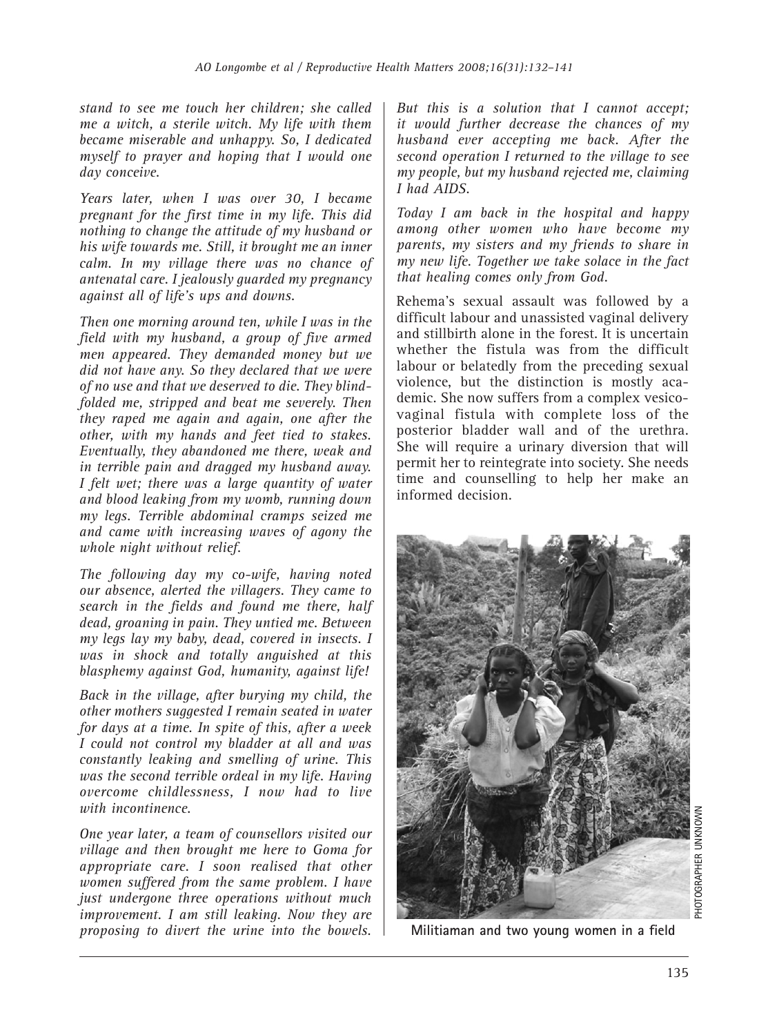*stand to see me touch her children; she called me a witch, a sterile witch. My life with them became miserable and unhappy. So, I dedicated myself to prayer and hoping that I would one day conceive.*

*Years later, when I was over 30, I became pregnant for the first time in my life. This did nothing to change the attitude of my husband or his wife towards me. Still, it brought me an inner calm. In my village there was no chance of antenatal care. I jealously guarded my pregnancy against all of life's ups and downs.*

*Then one morning around ten, while I was in the field with my husband, a group of five armed men appeared. They demanded money but we did not have any. So they declared that we were of no use and that we deserved to die. They blindfolded me, stripped and beat me severely. Then they raped me again and again, one after the other, with my hands and feet tied to stakes. Eventually, they abandoned me there, weak and in terrible pain and dragged my husband away. I felt wet; there was a large quantity of water and blood leaking from my womb, running down my legs. Terrible abdominal cramps seized me and came with increasing waves of agony the whole night without relief.*

*The following day my co-wife, having noted our absence, alerted the villagers. They came to search in the fields and found me there, half dead, groaning in pain. They untied me. Between my legs lay my baby, dead, covered in insects. I was in shock and totally anguished at this blasphemy against God, humanity, against life!*

*Back in the village, after burying my child, the other mothers suggested I remain seated in water for days at a time. In spite of this, after a week I could not control my bladder at all and was constantly leaking and smelling of urine. This was the second terrible ordeal in my life. Having overcome childlessness, I now had to live with incontinence.*

*One year later, a team of counsellors visited our village and then brought me here to Goma for appropriate care. I soon realised that other women suffered from the same problem. I have just undergone three operations without much improvement. I am still leaking. Now they are proposing to divert the urine into the bowels. But this is a solution that I cannot accept; it would further decrease the chances of my husband ever accepting me back. After the second operation I returned to the village to see my people, but my husband rejected me, claiming I had AIDS.*

*Today I am back in the hospital and happy among other women who have become my parents, my sisters and my friends to share in my new life. Together we take solace in the fact that healing comes only from God.*

Rehema's sexual assault was followed by a difficult labour and unassisted vaginal delivery and stillbirth alone in the forest. It is uncertain whether the fistula was from the difficult labour or belatedly from the preceding sexual violence, but the distinction is mostly academic. She now suffers from a complex vesico-vaginal fistula with complete loss of the posterior bladder wall and of the urethra. She will require a urinary diversion that will permit her to reintegrate into society. She needs time and counselling to help her make an informed decision.

PHOTOGRAPHER UNKNOWN

**Militiaman and two young women in a field**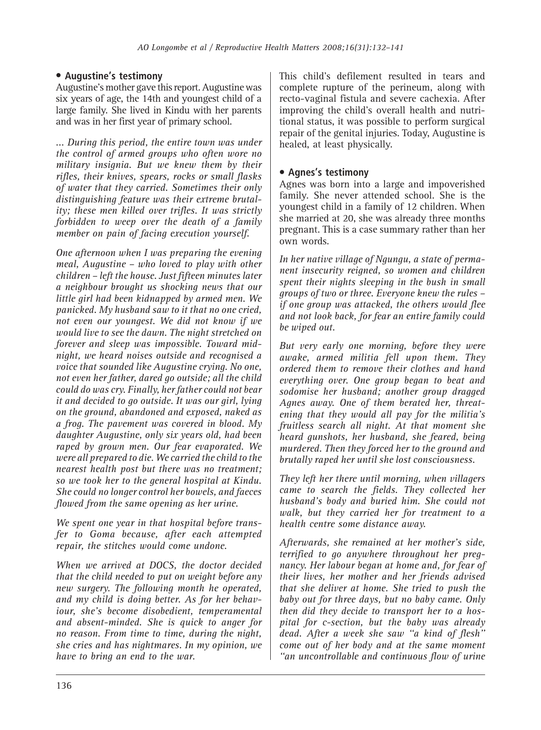### • Augustine's testimony

Augustine's mother gave this report. Augustine was six years of age, the 14th and youngest child of a large family. She lived in Kindu with her parents and was in her first year of primary school.

*... During this period, the entire town was under the control of armed groups who often wore no military insignia. But we knew them by their rifles, their knives, spears, rocks or small flasks of water that they carried. Sometimes their only distinguishing feature was their extreme brutality; these men killed over trifles. It was strictly forbidden to weep over the death of a family member on pain of facing execution yourself.*

*One afternoon when I was preparing the evening meal, Augustine – who loved to play with other children – left the house. Just fifteen minutes later a neighbour brought us shocking news that our little girl had been kidnapped by armed men. We panicked. My husband saw to it that no one cried, not even our youngest. We did not know if we would live to see the dawn. The night stretched on forever and sleep was impossible. Toward midnight, we heard noises outside and recognised a voice that sounded like Augustine crying. No one, not even her father, dared go outside; all the child could do was cry. Finally, her father could not bear it and decided to go outside. It was our girl, lying on the ground, abandoned and exposed, naked as a frog. The pavement was covered in blood. My daughter Augustine, only six years old, had been raped by grown men. Our fear evaporated. We were all prepared to die. We carried the child to the nearest health post but there was no treatment; so we took her to the general hospital at Kindu. She could no longer control her bowels, and faeces flowed from the same opening as her urine.*

*We spent one year in that hospital before transfer to Goma because, after each attempted repair, the stitches would come undone.*

*When we arrived at DOCS, the doctor decided that the child needed to put on weight before any new surgery. The following month he operated, and my child is doing better. As for her behaviour, she's become disobedient, temperamental and absent-minded. She is quick to anger for no reason. From time to time, during the night, she cries and has nightmares. In my opinion, we have to bring an end to the war.*

This child's defilement resulted in tears and complete rupture of the perineum, along with recto-vaginal fistula and severe cachexia. After improving the child's overall health and nutritional status, it was possible to perform surgical repair of the genital injuries. Today, Augustine is healed, at least physically.

### • Agnes's testimony

Agnes was born into a large and impoverished family. She never attended school. She is the youngest child in a family of 12 children. When she married at 20, she was already three months pregnant. This is a case summary rather than her own words.

*In her native village of Ngungu, a state of permanent insecurity reigned, so women and children spent their nights sleeping in the bush in small groups of two or three. Everyone knew the rules – if one group was attacked, the others would flee and not look back, for fear an entire family could be wiped out.*

*But very early one morning, before they were awake, armed militia fell upon them. They ordered them to remove their clothes and hand everything over. One group began to beat and sodomise her husband; another group dragged Agnes away. One of them berated her, threatening that they would all pay for the militia's fruitless search all night. At that moment she heard gunshots, her husband, she feared, being murdered. Then they forced her to the ground and brutally raped her until she lost consciousness.*

*They left her there until morning, when villagers came to search the fields. They collected her husband's body and buried him. She could not walk, but they carried her for treatment to a health centre some distance away.*

*Afterwards, she remained at her mother's side, terrified to go anywhere throughout her pregnancy. Her labour began at home and, for fear of their lives, her mother and her friends advised that she deliver at home. She tried to push the baby out for three days, but no baby came. Only then did they decide to transport her to a hospital for c-section, but the baby was already dead. After a week she saw "a kind of flesh" come out of her body and at the same moment "an uncontrollable and continuous flow of urine*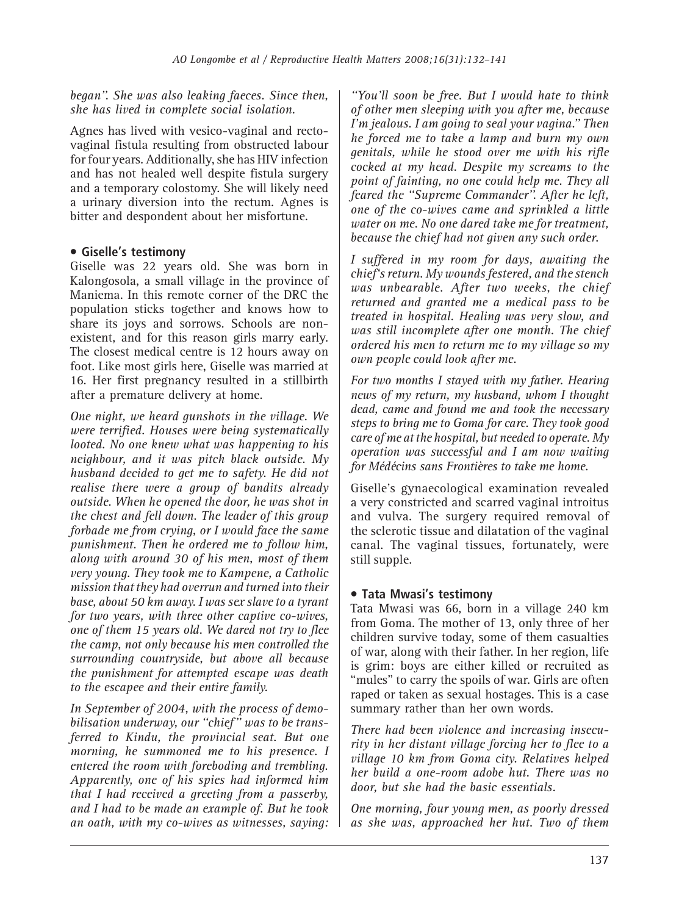*began". She was also leaking faeces. Since then, she has lived in complete social isolation.*

Agnes has lived with vesico-vaginal and recto-vaginal fistula resulting from obstructed labour for four years. Additionally, she has HIV infection and has not healed well despite fistula surgery and a temporary colostomy. She will likely need a urinary diversion into the rectum. Agnes is bitter and despondent about her misfortune.

### • Giselle's testimony

Giselle was 22 years old. She was born in Kalongosola, a small village in the province of Maniema. In this remote corner of the DRC the population sticks together and knows how to share its joys and sorrows. Schools are non-existent, and for this reason girls marry early. The closest medical centre is 12 hours away on foot. Like most girls here, Giselle was married at 16. Her first pregnancy resulted in a stillbirth after a premature delivery at home.

*One night, we heard gunshots in the village. We were terrified. Houses were being systematically looted. No one knew what was happening to his neighbour, and it was pitch black outside. My husband decided to get me to safety. He did not realise there were a group of bandits already outside. When he opened the door, he was shot in the chest and fell down. The leader of this group forbade me from crying, or I would face the same punishment. Then he ordered me to follow him, along with around 30 of his men, most of them very young. They took me to Kampene, a Catholic mission that they had overrun and turned into their base, about 50 km away. I was sex slave to a tyrant for two years, with three other captive co-wives, one of them 15 years old. We dared not try to flee the camp, not only because his men controlled the surrounding countryside, but above all because the punishment for attempted escape was death to the escapee and their entire family.*

*In September of 2004, with the process of demobilisation underway, our "chief" was to be transferred to Kindu, the provincial seat. But one morning, he summoned me to his presence. I entered the room with foreboding and trembling. Apparently, one of his spies had informed him that I had received a greeting from a passerby, and I had to be made an example of. But he took an oath, with my co-wives as witnesses, saying: "You'll soon be free. But I would hate to think of other men sleeping with you after me, because I'm jealous. I am going to seal your vagina." Then he forced me to take a lamp and burn my own genitals, while he stood over me with his rifle cocked at my head. Despite my screams to the point of fainting, no one could help me. They all feared the "Supreme Commander". After he left, one of the co-wives came and sprinkled a little water on me. No one dared take me for treatment, because the chief had not given any such order.*

*I suffered in my room for days, awaiting the chief's return. My wounds festered, and the stench was unbearable. After two weeks, the chief returned and granted me a medical pass to be treated in hospital. Healing was very slow, and was still incomplete after one month. The chief ordered his men to return me to my village so my own people could look after me.*

*For two months I stayed with my father. Hearing news of my return, my husband, whom I thought dead, came and found me and took the necessary steps to bring me to Goma for care. They took good care of me at the hospital, but needed to operate. My operation was successful and I am now waiting for Médécins sans Frontières to take me home.*

Giselle's gynaecological examination revealed a very constricted and scarred vaginal introitus and vulva. The surgery required removal of the sclerotic tissue and dilatation of the vaginal canal. The vaginal tissues, fortunately, were still supple.

### • Tata Mwasi's testimony

Tata Mwasi was 66, born in a village 240 km from Goma. The mother of 13, only three of her children survive today, some of them casualties of war, along with their father. In her region, life is grim: boys are either killed or recruited as "mules" to carry the spoils of war. Girls are often raped or taken as sexual hostages. This is a case summary rather than her own words.

*There had been violence and increasing insecurity in her distant village forcing her to flee to a village 10 km from Goma city. Relatives helped her build a one-room adobe hut. There was no door, but she had the basic essentials.*

*One morning, four young men, as poorly dressed as she was, approached her hut. Two of them*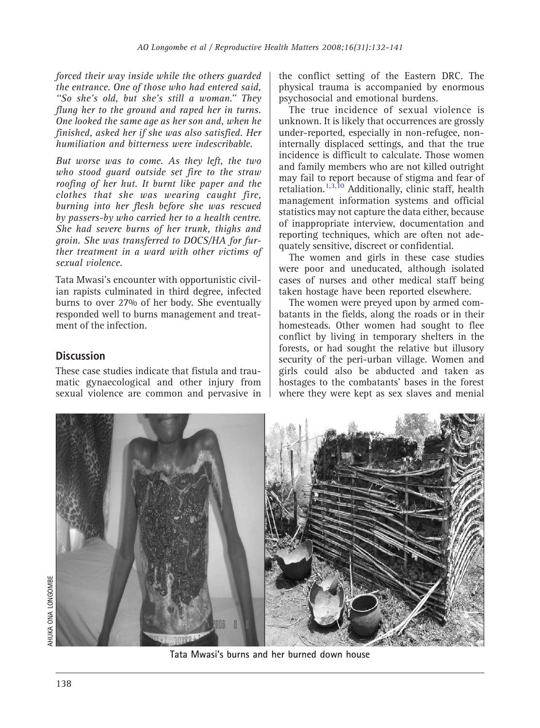*forced their way inside while the others guarded the entrance. One of those who had entered said, "So she's old, but she's still a woman." They flung her to the ground and raped her in turns. One looked the same age as her son and, when he finished, asked her if she was also satisfied. Her humiliation and bitterness were indescribable.*

*But worse was to come. As they left, the two who stood guard outside set fire to the straw roofing of her hut. It burnt like paper and the clothes that she was wearing caught fire, burning into her flesh before she was rescued by passers-by who carried her to a health centre. She had severe burns of her trunk, thighs and groin. She was transferred to DOCS/HA for further treatment in a ward with other victims of sexual violence.*

Tata Mwasi's encounter with opportunistic civilian rapists culminated in third degree, infected burns to over 27% of her body. She eventually responded well to burns management and treatment of the infection.

## Discussion

These case studies indicate that fistula and traumatic gynaecological and other injury from sexual violence are common and pervasive in the conflict setting of the Eastern DRC. The physical trauma is accompanied by enormous psychosocial and emotional burdens.

The true incidence of sexual violence is unknown. It is likely that occurrences are grossly under-reported, especially in non-refugee, non-internally displaced settings, and that the true incidence is difficult to calculate. Those women and family members who are not killed outright may fail to report because of stigma and fear of retaliation.[1,3,10] Additionally, clinic staff, health management information systems and official statistics may not capture the data either, because of inappropriate interview, documentation and reporting techniques, which are often not adequately sensitive, discreet or confidential.

The women and girls in these case studies were poor and uneducated, although isolated cases of nurses and other medical staff being taken hostage have been reported elsewhere.

The women were preyed upon by armed combatants in the fields, along the roads or in their homesteads. Other women had sought to flee conflict by living in temporary shelters in the forests, or had sought the relative but illusory security of the peri-urban village. Women and girls could also be abducted and taken as hostages to the combatants' bases in the forest where they were kept as sex slaves and menial

AHUKA ONA LONGOMBE

Tata Mwasi's burns and her burned down house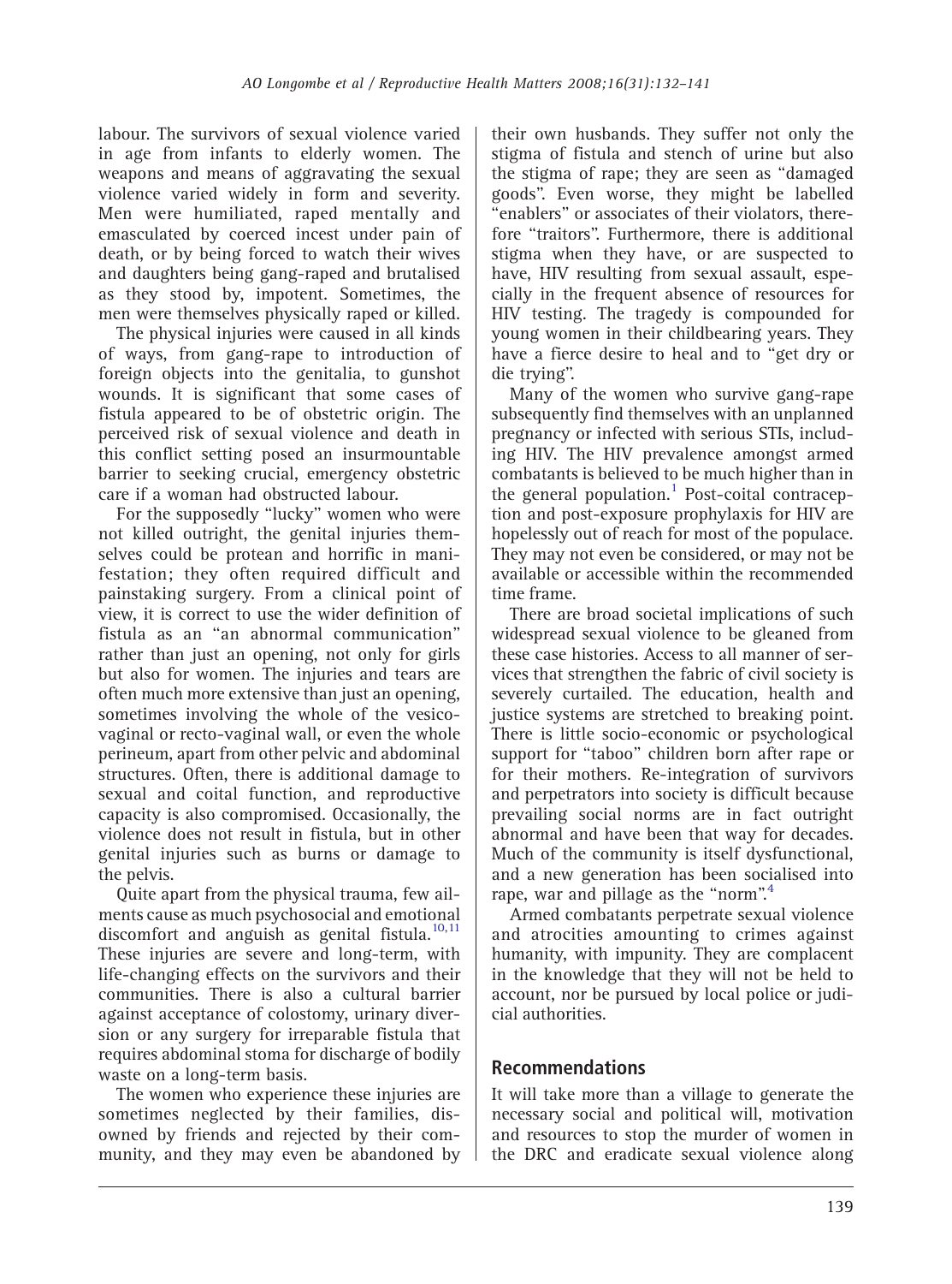labour. The survivors of sexual violence varied in age from infants to elderly women. The weapons and means of aggravating the sexual violence varied widely in form and severity. Men were humiliated, raped mentally and emasculated by coerced incest under pain of death, or by being forced to watch their wives and daughters being gang-raped and brutalised as they stood by, impotent. Sometimes, the men were themselves physically raped or killed.

The physical injuries were caused in all kinds of ways, from gang-rape to introduction of foreign objects into the genitalia, to gunshot wounds. It is significant that some cases of fistula appeared to be of obstetric origin. The perceived risk of sexual violence and death in this conflict setting posed an insurmountable barrier to seeking crucial, emergency obstetric care if a woman had obstructed labour.

For the supposedly "lucky" women who were not killed outright, the genital injuries themselves could be protean and horrific in manifestation; they often required difficult and painstaking surgery. From a clinical point of view, it is correct to use the wider definition of fistula as an "an abnormal communication" rather than just an opening, not only for girls but also for women. The injuries and tears are often much more extensive than just an opening, sometimes involving the whole of the vesico-vaginal or recto-vaginal wall, or even the whole perineum, apart from other pelvic and abdominal structures. Often, there is additional damage to sexual and coital function, and reproductive capacity is also compromised. Occasionally, the violence does not result in fistula, but in other genital injuries such as burns or damage to the pelvis.

Quite apart from the physical trauma, few ailments cause as much psychosocial and emotional discomfort and anguish as genital fistula.[10,11] These injuries are severe and long-term, with life-changing effects on the survivors and their communities. There is also a cultural barrier against acceptance of colostomy, urinary diversion or any surgery for irreparable fistula that requires abdominal stoma for discharge of bodily waste on a long-term basis.

The women who experience these injuries are sometimes neglected by their families, disowned by friends and rejected by their community, and they may even be abandoned by their own husbands. They suffer not only the stigma of fistula and stench of urine but also the stigma of rape; they are seen as "damaged goods". Even worse, they might be labelled "enablers" or associates of their violators, therefore "traitors". Furthermore, there is additional stigma when they have, or are suspected to have, HIV resulting from sexual assault, especially in the frequent absence of resources for HIV testing. The tragedy is compounded for young women in their childbearing years. They have a fierce desire to heal and to "get dry or die trying".

Many of the women who survive gang-rape subsequently find themselves with an unplanned pregnancy or infected with serious STIs, including HIV. The HIV prevalence amongst armed combatants is believed to be much higher than in the general population.[1] Post-coital contraception and post-exposure prophylaxis for HIV are hopelessly out of reach for most of the populace. They may not even be considered, or may not be available or accessible within the recommended time frame.

There are broad societal implications of such widespread sexual violence to be gleaned from these case histories. Access to all manner of services that strengthen the fabric of civil society is severely curtailed. The education, health and justice systems are stretched to breaking point. There is little socio-economic or psychological support for "taboo" children born after rape or for their mothers. Re-integration of survivors and perpetrators into society is difficult because prevailing social norms are in fact outright abnormal and have been that way for decades. Much of the community is itself dysfunctional, and a new generation has been socialised into rape, war and pillage as the "norm".[4]

Armed combatants perpetrate sexual violence and atrocities amounting to crimes against humanity, with impunity. They are complacent in the knowledge that they will not be held to account, nor be pursued by local police or judicial authorities.

## Recommendations

It will take more than a village to generate the necessary social and political will, motivation and resources to stop the murder of women in the DRC and eradicate sexual violence along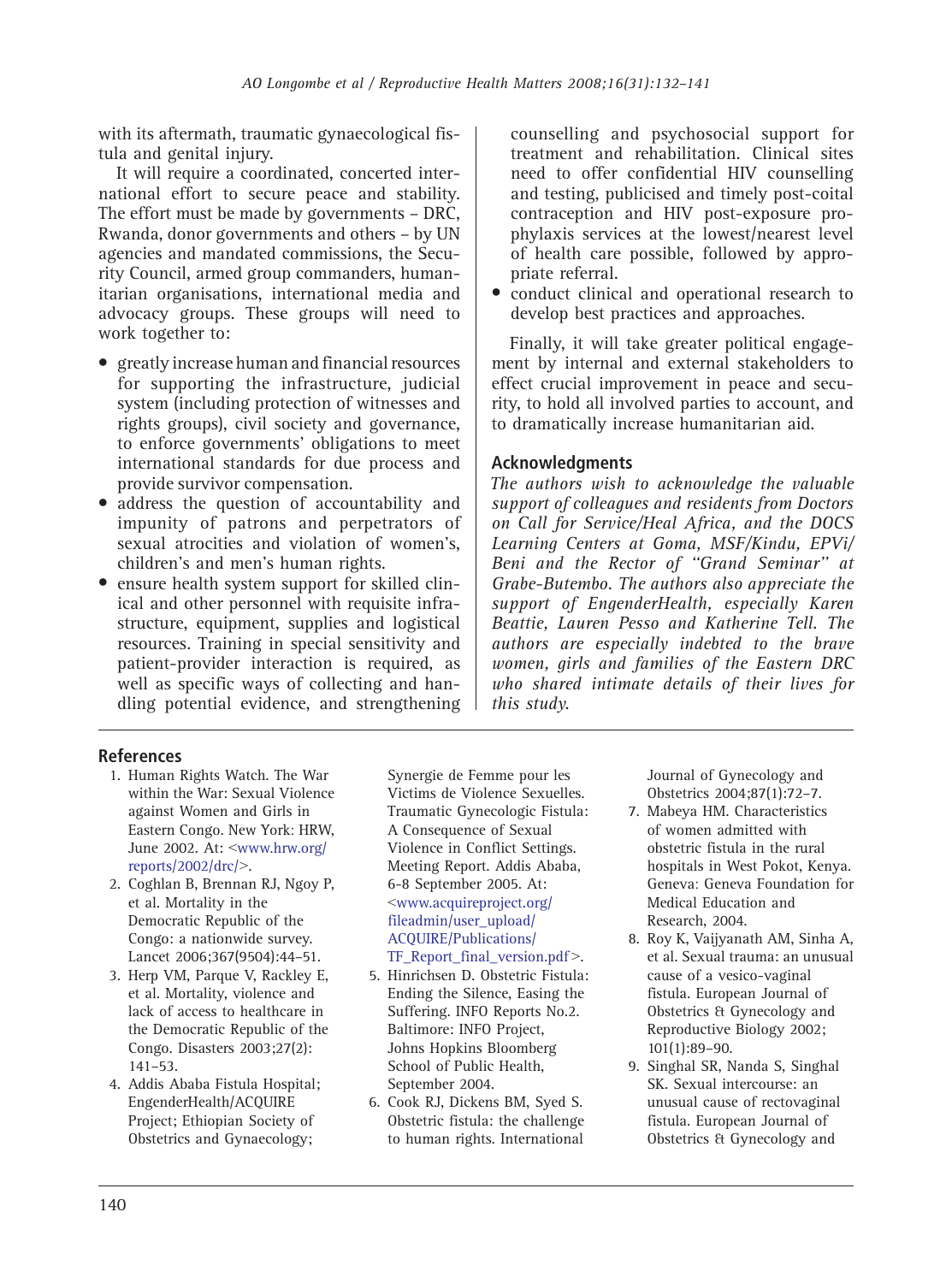with its aftermath, traumatic gynaecological fistula and genital injury.

It will require a coordinated, concerted international effort to secure peace and stability. The effort must be made by governments – DRC, Rwanda, donor governments and others – by UN agencies and mandated commissions, the Security Council, armed group commanders, humanitarian organisations, international media and advocacy groups. These groups will need to work together to:

- greatly increase human and financial resources for supporting the infrastructure, judicial system (including protection of witnesses and rights groups), civil society and governance, to enforce governments' obligations to meet international standards for due process and provide survivor compensation.
- address the question of accountability and impunity of patrons and perpetrators of sexual atrocities and violation of women's, children's and men's human rights.
- ensure health system support for skilled clinical and other personnel with requisite infrastructure, equipment, supplies and logistical resources. Training in special sensitivity and patient-provider interaction is required, as well as specific ways of collecting and handling potential evidence, and strengthening counselling and psychosocial support for treatment and rehabilitation. Clinical sites need to offer confidential HIV counselling and testing, publicised and timely post-coital contraception and HIV post-exposure prophylaxis services at the lowest/nearest level of health care possible, followed by appropriate referral.
- conduct clinical and operational research to develop best practices and approaches.

Finally, it will take greater political engagement by internal and external stakeholders to effect crucial improvement in peace and security, to hold all involved parties to account, and to dramatically increase humanitarian aid.

## Acknowledgments

*The authors wish to acknowledge the valuable support of colleagues and residents from Doctors on Call for Service/Heal Africa, and the DOCS Learning Centers at Goma, MSF/Kindu, EPVi/Beni and the Rector of "Grand Seminar" at Grabe-Butembo. The authors also appreciate the support of EngenderHealth, especially Karen Beattie, Lauren Pesso and Katherine Tell. The authors are especially indebted to the brave women, girls and families of the Eastern DRC who shared intimate details of their lives for this study.*

## References

1. Human Rights Watch. The War within the War: Sexual Violence against Women and Girls in Eastern Congo. New York: HRW, June 2002. At: <www.hrw.org/reports/2002/drc/>.
2. Coghlan B, Brennan RJ, Ngoy P, et al. Mortality in the Democratic Republic of the Congo: a nationwide survey. Lancet 2006;367(9504):44–51.
3. Herp VM, Parque V, Rackley E, et al. Mortality, violence and lack of access to healthcare in the Democratic Republic of the Congo. Disasters 2003;27(2): 141–53.
4. Addis Ababa Fistula Hospital; EngenderHealth/ACQUIRE Project; Ethiopian Society of Obstetrics and Gynaecology; Synergie de Femme pour les Victims de Violence Sexuelles. Traumatic Gynecologic Fistula: A Consequence of Sexual Violence in Conflict Settings. Meeting Report. Addis Ababa, 6-8 September 2005. At: <www.acquireproject.org/fileadmin/user_upload/ACQUIRE/Publications/TF_Report_final_version.pdf>.
5. Hinrichsen D. Obstetric Fistula: Ending the Silence, Easing the Suffering. INFO Reports No.2. Baltimore: INFO Project, Johns Hopkins Bloomberg School of Public Health, September 2004.
6. Cook RJ, Dickens BM, Syed S. Obstetric fistula: the challenge to human rights. International Journal of Gynecology and Obstetrics 2004;87(1):72–7.
7. Mabeya HM. Characteristics of women admitted with obstetric fistula in the rural hospitals in West Pokot, Kenya. Geneva: Geneva Foundation for Medical Education and Research, 2004.
8. Roy K, Vaijyanath AM, Sinha A, et al. Sexual trauma: an unusual cause of a vesico-vaginal fistula. European Journal of Obstetrics & Gynecology and Reproductive Biology 2002; 101(1):89–90.
9. Singhal SR, Nanda S, Singhal SK. Sexual intercourse: an unusual cause of rectovaginal fistula. European Journal of Obstetrics & Gynecology and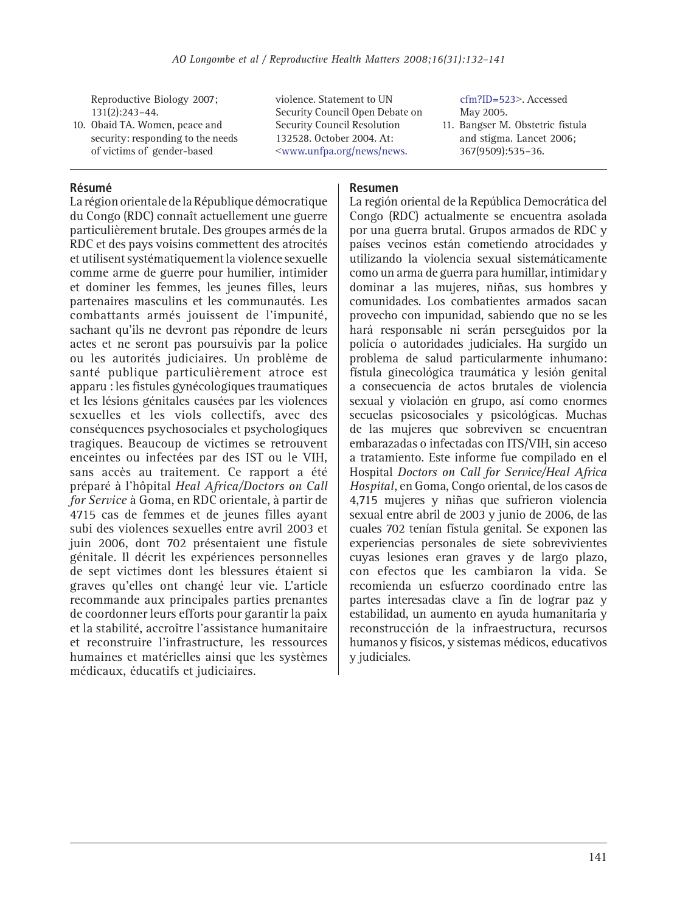Reproductive Biology 2007; 131(2):243–44.

10. Obaid TA. Women, peace and security: responding to the needs of victims of gender-based violence. Statement to UN Security Council Open Debate on Security Council Resolution 132528. October 2004. At: <www.unfpa.org/news/news.cfm?ID=523>. Accessed May 2005.

11. Bangser M. Obstetric fistula and stigma. Lancet 2006; 367(9509):535–36.

## Résumé

La région orientale de la République démocratique du Congo (RDC) connaît actuellement une guerre particulièrement brutale. Des groupes armés de la RDC et des pays voisins commettent des atrocités et utilisent systématiquement la violence sexuelle comme arme de guerre pour humilier, intimider et dominer les femmes, les jeunes filles, leurs partenaires masculins et les communautés. Les combattants armés jouissent de l'impunité, sachant qu'ils ne devront pas répondre de leurs actes et ne seront pas poursuivis par la police ou les autorités judiciaires. Un problème de santé publique particulièrement atroce est apparu : les fistules gynécologiques traumatiques et les lésions génitales causées par les violences sexuelles et les viols collectifs, avec des conséquences psychosociales et psychologiques tragiques. Beaucoup de victimes se retrouvent enceintes ou infectées par des IST ou le VIH, sans accès au traitement. Ce rapport a été préparé à l'hôpital *Heal Africa/Doctors on Call for Service* à Goma, en RDC orientale, à partir de 4715 cas de femmes et de jeunes filles ayant subi des violences sexuelles entre avril 2003 et juin 2006, dont 702 présentaient une fistule génitale. Il décrit les expériences personnelles de sept victimes dont les blessures étaient si graves qu'elles ont changé leur vie. L'article recommande aux principales parties prenantes de coordonner leurs efforts pour garantir la paix et la stabilité, accroître l'assistance humanitaire et reconstruire l'infrastructure, les ressources humaines et matérielles ainsi que les systèmes médicaux, éducatifs et judiciaires.

## Resumen

La región oriental de la República Democrática del Congo (RDC) actualmente se encuentra asolada por una guerra brutal. Grupos armados de RDC y países vecinos están cometiendo atrocidades y utilizando la violencia sexual sistemáticamente como un arma de guerra para humillar, intimidar y dominar a las mujeres, niñas, sus hombres y comunidades. Los combatientes armados sacan provecho con impunidad, sabiendo que no se les hará responsable ni serán perseguidos por la policía o autoridades judiciales. Ha surgido un problema de salud particularmente inhumano: fístula ginecológica traumática y lesión genital a consecuencia de actos brutales de violencia sexual y violación en grupo, así como enormes secuelas psicosociales y psicológicas. Muchas de las mujeres que sobreviven se encuentran embarazadas o infectadas con ITS/VIH, sin acceso a tratamiento. Este informe fue compilado en el Hospital *Doctors on Call for Service/Heal Africa Hospital*, en Goma, Congo oriental, de los casos de 4,715 mujeres y niñas que sufrieron violencia sexual entre abril de 2003 y junio de 2006, de las cuales 702 tenían fístula genital. Se exponen las experiencias personales de siete sobrevivientes cuyas lesiones eran graves y de largo plazo, con efectos que les cambiaron la vida. Se recomienda un esfuerzo coordinado entre las partes interesadas clave a fin de lograr paz y estabilidad, un aumento en ayuda humanitaria y reconstrucción de la infraestructura, recursos humanos y físicos, y sistemas médicos, educativos y judiciales.